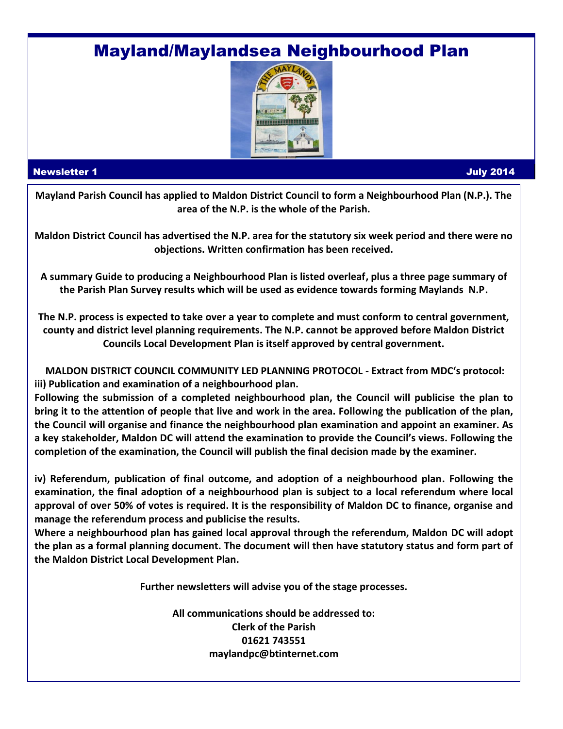# Mayland/Maylandsea Neighbourhood Plan

**Newsletter 1** **July 2014**

**Mayland Parish Council has applied to Maldon District Council to form a Neighbourhood Plan (N.P.). The area of the N.P. is the whole of the Parish.**

**Maldon District Council has advertised the N.P. area for the statutory six week period and there were no objections. Written confirmation has been received.**

**A summary Guide to producing a Neighbourhood Plan is listed overleaf, plus a three page summary of the Parish Plan Survey results which will be used as evidence towards forming Maylands N.P.**

**The N.P. process is expected to take over a year to complete and must conform to central government, county and district level planning requirements. The N.P. cannot be approved before Maldon District Councils Local Development Plan is itself approved by central government.**

**MALDON DISTRICT COUNCIL COMMUNITY LED PLANNING PROTOCOL - Extract from MDC's protocol:**

**iii) Publication and examination of a neighbourhood plan.**

**Following the submission of a completed neighbourhood plan, the Council will publicise the plan to bring it to the attention of people that live and work in the area. Following the publication of the plan, the Council will organise and finance the neighbourhood plan examination and appoint an examiner. As a key stakeholder, Maldon DC will attend the examination to provide the Council's views. Following the completion of the examination, the Council will publish the final decision made by the examiner.**

**iv) Referendum, publication of final outcome, and adoption of a neighbourhood plan. Following the examination, the final adoption of a neighbourhood plan is subject to a local referendum where local approval of over 50% of votes is required. It is the responsibility of Maldon DC to finance, organise and manage the referendum process and publicise the results.**

**Where a neighbourhood plan has gained local approval through the referendum, Maldon DC will adopt the plan as a formal planning document. The document will then have statutory status and form part of the Maldon District Local Development Plan.**

**Further newsletters will advise you of the stage processes.**

**All communications should be addressed to:**
**Clerk of the Parish**
**01621 743551**
**maylandpc@btinternet.com**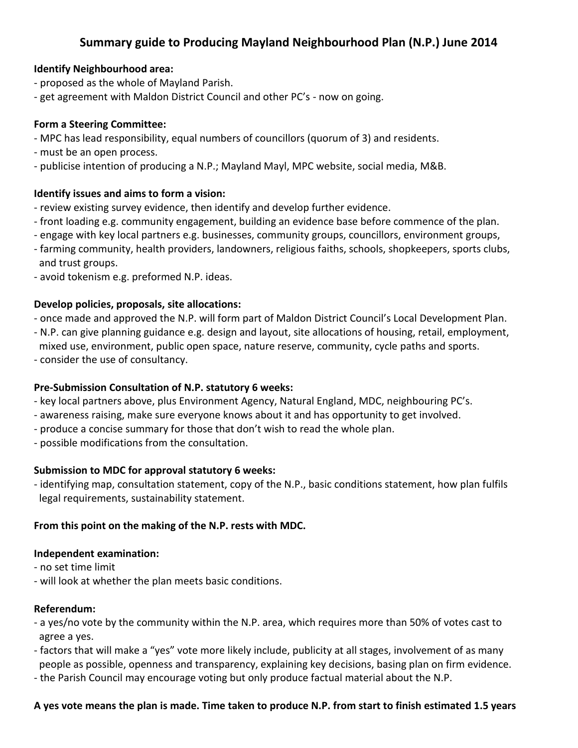# Summary guide to Producing Mayland Neighbourhood Plan (N.P.) June 2014

**Identify Neighbourhood area:**

- proposed as the whole of Mayland Parish.
- get agreement with Maldon District Council and other PC's - now on going.

**Form a Steering Committee:**

- MPC has lead responsibility, equal numbers of councillors (quorum of 3) and residents.
- must be an open process.
- publicise intention of producing a N.P.; Mayland Mayl, MPC website, social media, M&B.

**Identify issues and aims to form a vision:**

- review existing survey evidence, then identify and develop further evidence.
- front loading e.g. community engagement, building an evidence base before commence of the plan.
- engage with key local partners e.g. businesses, community groups, councillors, environment groups,
- farming community, health providers, landowners, religious faiths, schools, shopkeepers, sports clubs, and trust groups.
- avoid tokenism e.g. preformed N.P. ideas.

**Develop policies, proposals, site allocations:**

- once made and approved the N.P. will form part of Maldon District Council's Local Development Plan.
- N.P. can give planning guidance e.g. design and layout, site allocations of housing, retail, employment, mixed use, environment, public open space, nature reserve, community, cycle paths and sports.
- consider the use of consultancy.

**Pre-Submission Consultation of N.P. statutory 6 weeks:**

- key local partners above, plus Environment Agency, Natural England, MDC, neighbouring PC's.
- awareness raising, make sure everyone knows about it and has opportunity to get involved.
- produce a concise summary for those that don't wish to read the whole plan.
- possible modifications from the consultation.

**Submission to MDC for approval statutory 6 weeks:**

- identifying map, consultation statement, copy of the N.P., basic conditions statement, how plan fulfils legal requirements, sustainability statement.

**From this point on the making of the N.P. rests with MDC.**

**Independent examination:**

- no set time limit
- will look at whether the plan meets basic conditions.

**Referendum:**

- a yes/no vote by the community within the N.P. area, which requires more than 50% of votes cast to agree a yes.
- factors that will make a "yes" vote more likely include, publicity at all stages, involvement of as many people as possible, openness and transparency, explaining key decisions, basing plan on firm evidence.
- the Parish Council may encourage voting but only produce factual material about the N.P.

**A yes vote means the plan is made. Time taken to produce N.P. from start to finish estimated 1.5 years**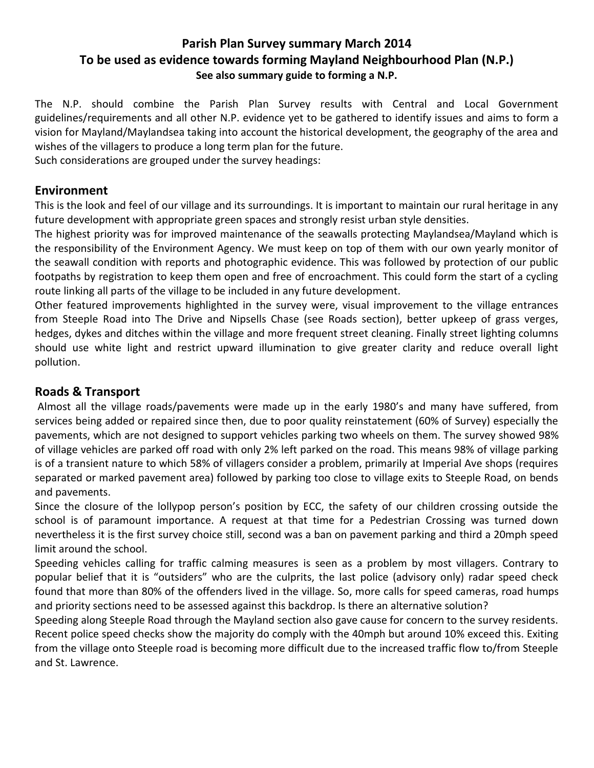**Parish Plan Survey summary March 2014**
**To be used as evidence towards forming Mayland Neighbourhood Plan (N.P.)**
**See also summary guide to forming a N.P.**

The N.P. should combine the Parish Plan Survey results with Central and Local Government guidelines/requirements and all other N.P. evidence yet to be gathered to identify issues and aims to form a vision for Mayland/Maylandsea taking into account the historical development, the geography of the area and wishes of the villagers to produce a long term plan for the future.
Such considerations are grouped under the survey headings:

## Environment

This is the look and feel of our village and its surroundings. It is important to maintain our rural heritage in any future development with appropriate green spaces and strongly resist urban style densities.
The highest priority was for improved maintenance of the seawalls protecting Maylandsea/Mayland which is the responsibility of the Environment Agency. We must keep on top of them with our own yearly monitor of the seawall condition with reports and photographic evidence. This was followed by protection of our public footpaths by registration to keep them open and free of encroachment. This could form the start of a cycling route linking all parts of the village to be included in any future development.
Other featured improvements highlighted in the survey were, visual improvement to the village entrances from Steeple Road into The Drive and Nipsells Chase (see Roads section), better upkeep of grass verges, hedges, dykes and ditches within the village and more frequent street cleaning. Finally street lighting columns should use white light and restrict upward illumination to give greater clarity and reduce overall light pollution.

## Roads & Transport

Almost all the village roads/pavements were made up in the early 1980's and many have suffered, from services being added or repaired since then, due to poor quality reinstatement (60% of Survey) especially the pavements, which are not designed to support vehicles parking two wheels on them. The survey showed 98% of village vehicles are parked off road with only 2% left parked on the road. This means 98% of village parking is of a transient nature to which 58% of villagers consider a problem, primarily at Imperial Ave shops (requires separated or marked pavement area) followed by parking too close to village exits to Steeple Road, on bends and pavements.
Since the closure of the lollypop person's position by ECC, the safety of our children crossing outside the school is of paramount importance. A request at that time for a Pedestrian Crossing was turned down nevertheless it is the first survey choice still, second was a ban on pavement parking and third a 20mph speed limit around the school.
Speeding vehicles calling for traffic calming measures is seen as a problem by most villagers. Contrary to popular belief that it is "outsiders" who are the culprits, the last police (advisory only) radar speed check found that more than 80% of the offenders lived in the village. So, more calls for speed cameras, road humps and priority sections need to be assessed against this backdrop. Is there an alternative solution?
Speeding along Steeple Road through the Mayland section also gave cause for concern to the survey residents. Recent police speed checks show the majority do comply with the 40mph but around 10% exceed this. Exiting from the village onto Steeple road is becoming more difficult due to the increased traffic flow to/from Steeple and St. Lawrence.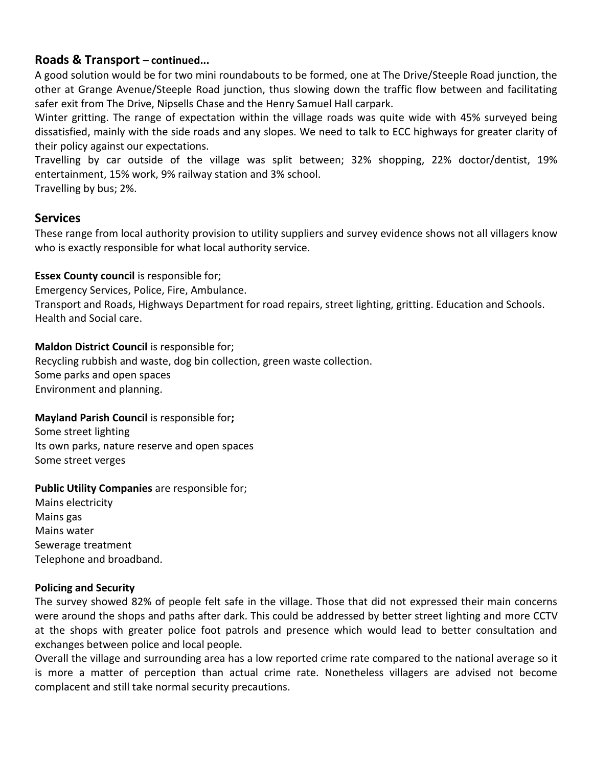## Roads & Transport – continued...

A good solution would be for two mini roundabouts to be formed, one at The Drive/Steeple Road junction, the other at Grange Avenue/Steeple Road junction, thus slowing down the traffic flow between and facilitating safer exit from The Drive, Nipsells Chase and the Henry Samuel Hall carpark.

Winter gritting. The range of expectation within the village roads was quite wide with 45% surveyed being dissatisfied, mainly with the side roads and any slopes. We need to talk to ECC highways for greater clarity of their policy against our expectations.

Travelling by car outside of the village was split between; 32% shopping, 22% doctor/dentist, 19% entertainment, 15% work, 9% railway station and 3% school.

Travelling by bus; 2%.

## Services

These range from local authority provision to utility suppliers and survey evidence shows not all villagers know who is exactly responsible for what local authority service.

**Essex County council** is responsible for;

Emergency Services, Police, Fire, Ambulance.

Transport and Roads, Highways Department for road repairs, street lighting, gritting. Education and Schools.

Health and Social care.

**Maldon District Council** is responsible for;

Recycling rubbish and waste, dog bin collection, green waste collection.

Some parks and open spaces

Environment and planning.

**Mayland Parish Council** is responsible for**;**

Some street lighting

Its own parks, nature reserve and open spaces

Some street verges

**Public Utility Companies** are responsible for;

Mains electricity

Mains gas

Mains water

Sewerage treatment

Telephone and broadband.

**Policing and Security**

The survey showed 82% of people felt safe in the village. Those that did not expressed their main concerns were around the shops and paths after dark. This could be addressed by better street lighting and more CCTV at the shops with greater police foot patrols and presence which would lead to better consultation and exchanges between police and local people.

Overall the village and surrounding area has a low reported crime rate compared to the national average so it is more a matter of perception than actual crime rate. Nonetheless villagers are advised not become complacent and still take normal security precautions.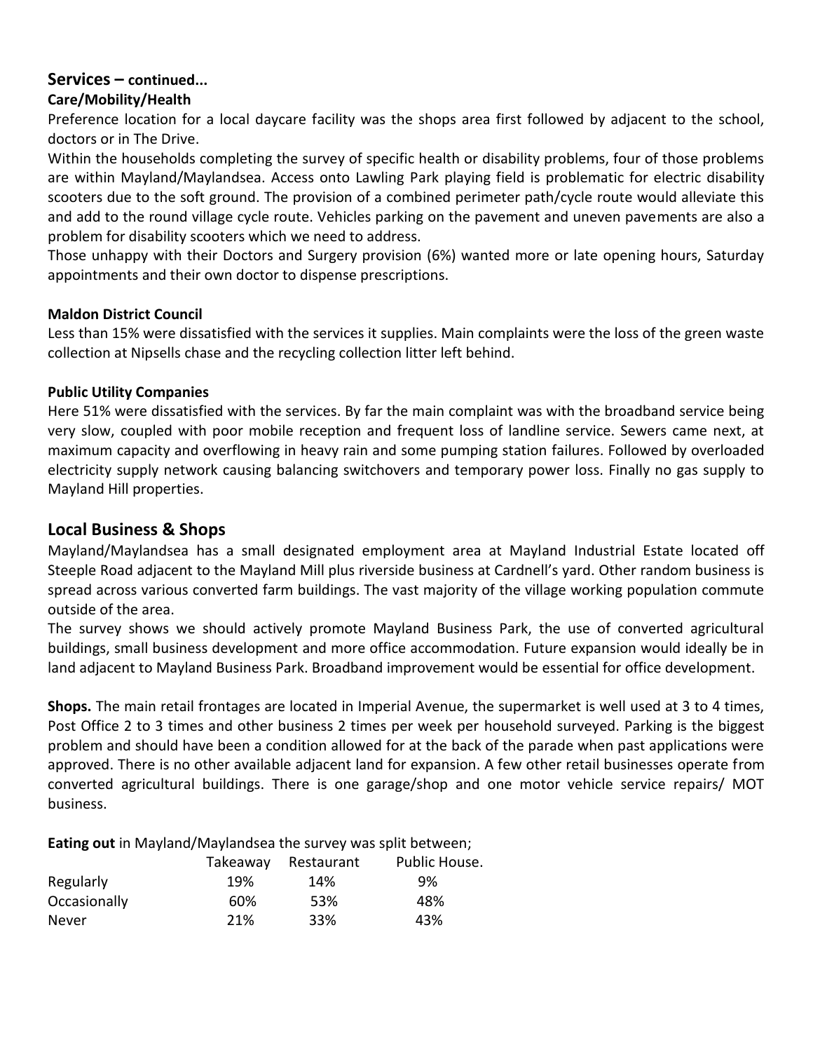## Services – continued...

### Care/Mobility/Health

Preference location for a local daycare facility was the shops area first followed by adjacent to the school, doctors or in The Drive.

Within the households completing the survey of specific health or disability problems, four of those problems are within Mayland/Maylandsea. Access onto Lawling Park playing field is problematic for electric disability scooters due to the soft ground. The provision of a combined perimeter path/cycle route would alleviate this and add to the round village cycle route. Vehicles parking on the pavement and uneven pavements are also a problem for disability scooters which we need to address.

Those unhappy with their Doctors and Surgery provision (6%) wanted more or late opening hours, Saturday appointments and their own doctor to dispense prescriptions.

### Maldon District Council

Less than 15% were dissatisfied with the services it supplies. Main complaints were the loss of the green waste collection at Nipsells chase and the recycling collection litter left behind.

### Public Utility Companies

Here 51% were dissatisfied with the services. By far the main complaint was with the broadband service being very slow, coupled with poor mobile reception and frequent loss of landline service. Sewers came next, at maximum capacity and overflowing in heavy rain and some pumping station failures. Followed by overloaded electricity supply network causing balancing switchovers and temporary power loss. Finally no gas supply to Mayland Hill properties.

## Local Business & Shops

Mayland/Maylandsea has a small designated employment area at Mayland Industrial Estate located off Steeple Road adjacent to the Mayland Mill plus riverside business at Cardnell's yard. Other random business is spread across various converted farm buildings. The vast majority of the village working population commute outside of the area.

The survey shows we should actively promote Mayland Business Park, the use of converted agricultural buildings, small business development and more office accommodation. Future expansion would ideally be in land adjacent to Mayland Business Park. Broadband improvement would be essential for office development.

**Shops.** The main retail frontages are located in Imperial Avenue, the supermarket is well used at 3 to 4 times, Post Office 2 to 3 times and other business 2 times per week per household surveyed. Parking is the biggest problem and should have been a condition allowed for at the back of the parade when past applications were approved. There is no other available adjacent land for expansion. A few other retail businesses operate from converted agricultural buildings. There is one garage/shop and one motor vehicle service repairs/ MOT business.

**Eating out** in Mayland/Maylandsea the survey was split between;

| | Takeaway | Restaurant | Public House. |
|---|---|---|---|
| Regularly | 19% | 14% | 9% |
| Occasionally | 60% | 53% | 48% |
| Never | 21% | 33% | 43% |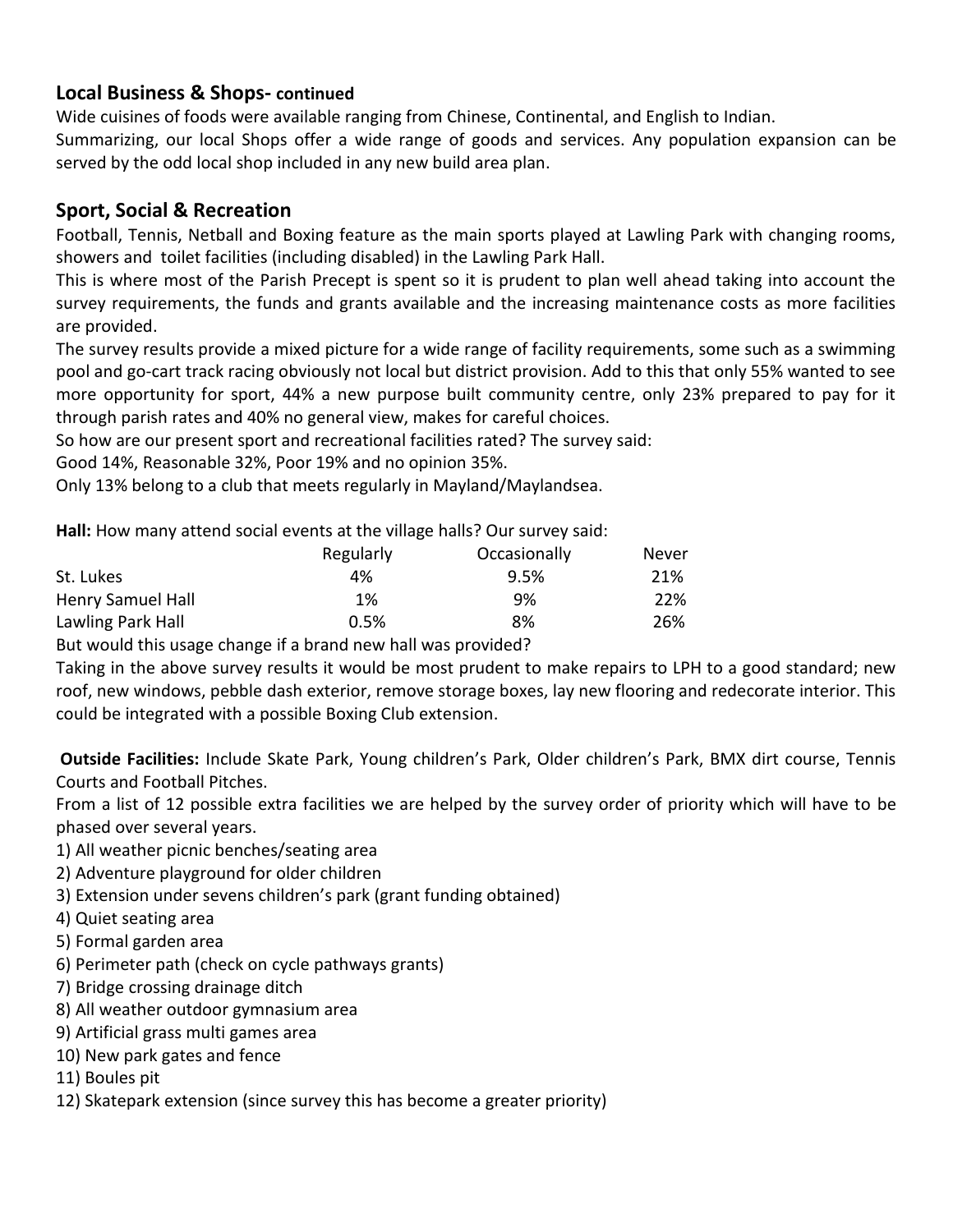## Local Business & Shops- continued

Wide cuisines of foods were available ranging from Chinese, Continental, and English to Indian.

Summarizing, our local Shops offer a wide range of goods and services. Any population expansion can be served by the odd local shop included in any new build area plan.

## Sport, Social & Recreation

Football, Tennis, Netball and Boxing feature as the main sports played at Lawling Park with changing rooms, showers and toilet facilities (including disabled) in the Lawling Park Hall.

This is where most of the Parish Precept is spent so it is prudent to plan well ahead taking into account the survey requirements, the funds and grants available and the increasing maintenance costs as more facilities are provided.

The survey results provide a mixed picture for a wide range of facility requirements, some such as a swimming pool and go-cart track racing obviously not local but district provision. Add to this that only 55% wanted to see more opportunity for sport, 44% a new purpose built community centre, only 23% prepared to pay for it through parish rates and 40% no general view, makes for careful choices.

So how are our present sport and recreational facilities rated? The survey said:

Good 14%, Reasonable 32%, Poor 19% and no opinion 35%.

Only 13% belong to a club that meets regularly in Mayland/Maylandsea.

**Hall:** How many attend social events at the village halls? Our survey said:

| | Regularly | Occasionally | Never |
|---|---|---|---|
| St. Lukes | 4% | 9.5% | 21% |
| Henry Samuel Hall | 1% | 9% | 22% |
| Lawling Park Hall | 0.5% | 8% | 26% |

But would this usage change if a brand new hall was provided?

Taking in the above survey results it would be most prudent to make repairs to LPH to a good standard; new roof, new windows, pebble dash exterior, remove storage boxes, lay new flooring and redecorate interior. This could be integrated with a possible Boxing Club extension.

**Outside Facilities:** Include Skate Park, Young children's Park, Older children's Park, BMX dirt course, Tennis Courts and Football Pitches.

From a list of 12 possible extra facilities we are helped by the survey order of priority which will have to be phased over several years.

1) All weather picnic benches/seating area
2) Adventure playground for older children
3) Extension under sevens children's park (grant funding obtained)
4) Quiet seating area
5) Formal garden area
6) Perimeter path (check on cycle pathways grants)
7) Bridge crossing drainage ditch
8) All weather outdoor gymnasium area
9) Artificial grass multi games area
10) New park gates and fence
11) Boules pit
12) Skatepark extension (since survey this has become a greater priority)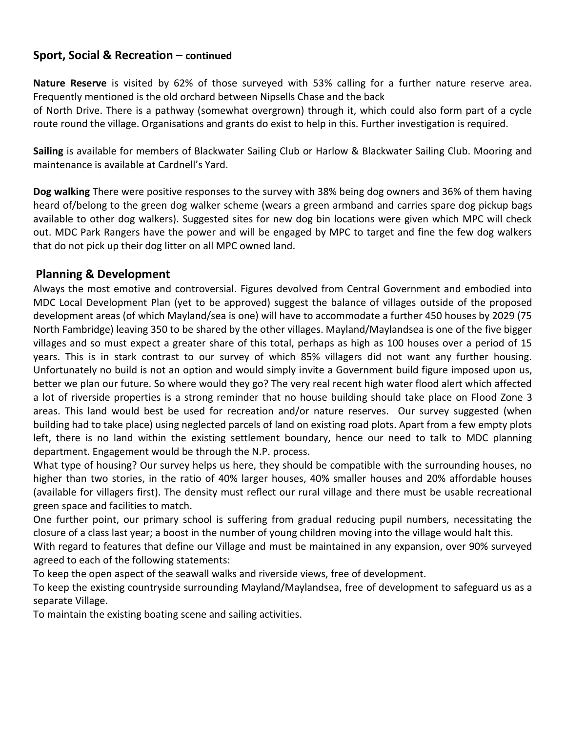## Sport, Social & Recreation – continued

**Nature Reserve** is visited by 62% of those surveyed with 53% calling for a further nature reserve area. Frequently mentioned is the old orchard between Nipsells Chase and the back of North Drive. There is a pathway (somewhat overgrown) through it, which could also form part of a cycle route round the village. Organisations and grants do exist to help in this. Further investigation is required.

**Sailing** is available for members of Blackwater Sailing Club or Harlow & Blackwater Sailing Club. Mooring and maintenance is available at Cardnell's Yard.

**Dog walking** There were positive responses to the survey with 38% being dog owners and 36% of them having heard of/belong to the green dog walker scheme (wears a green armband and carries spare dog pickup bags available to other dog walkers). Suggested sites for new dog bin locations were given which MPC will check out. MDC Park Rangers have the power and will be engaged by MPC to target and fine the few dog walkers that do not pick up their dog litter on all MPC owned land.

## Planning & Development

Always the most emotive and controversial. Figures devolved from Central Government and embodied into MDC Local Development Plan (yet to be approved) suggest the balance of villages outside of the proposed development areas (of which Mayland/sea is one) will have to accommodate a further 450 houses by 2029 (75 North Fambridge) leaving 350 to be shared by the other villages. Mayland/Maylandsea is one of the five bigger villages and so must expect a greater share of this total, perhaps as high as 100 houses over a period of 15 years. This is in stark contrast to our survey of which 85% villagers did not want any further housing. Unfortunately no build is not an option and would simply invite a Government build figure imposed upon us, better we plan our future. So where would they go? The very real recent high water flood alert which affected a lot of riverside properties is a strong reminder that no house building should take place on Flood Zone 3 areas. This land would best be used for recreation and/or nature reserves. Our survey suggested (when building had to take place) using neglected parcels of land on existing road plots. Apart from a few empty plots left, there is no land within the existing settlement boundary, hence our need to talk to MDC planning department. Engagement would be through the N.P. process.

What type of housing? Our survey helps us here, they should be compatible with the surrounding houses, no higher than two stories, in the ratio of 40% larger houses, 40% smaller houses and 20% affordable houses (available for villagers first). The density must reflect our rural village and there must be usable recreational green space and facilities to match.

One further point, our primary school is suffering from gradual reducing pupil numbers, necessitating the closure of a class last year; a boost in the number of young children moving into the village would halt this.

With regard to features that define our Village and must be maintained in any expansion, over 90% surveyed agreed to each of the following statements:

To keep the open aspect of the seawall walks and riverside views, free of development.

To keep the existing countryside surrounding Mayland/Maylandsea, free of development to safeguard us as a separate Village.

To maintain the existing boating scene and sailing activities.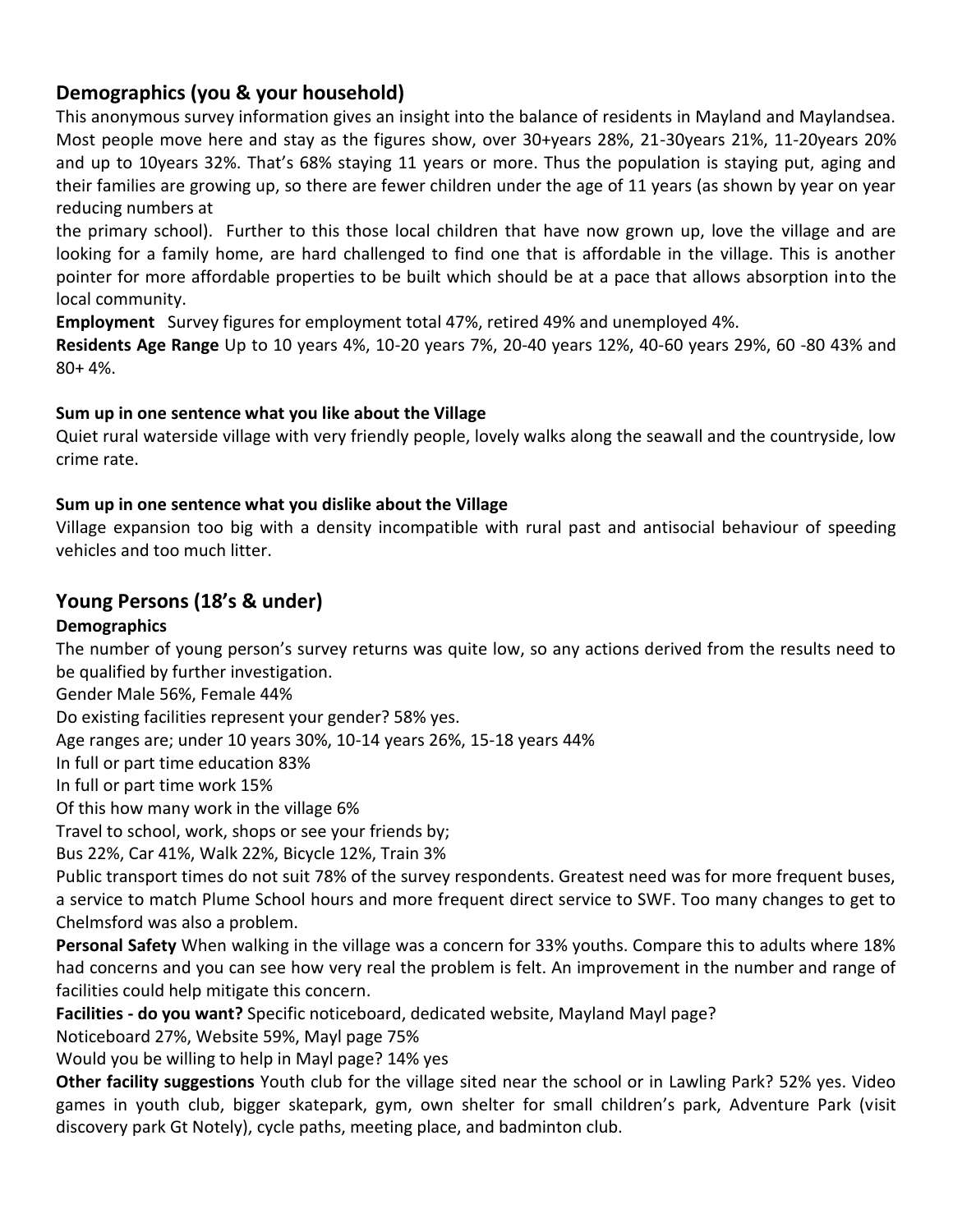## Demographics (you & your household)

This anonymous survey information gives an insight into the balance of residents in Mayland and Maylandsea. Most people move here and stay as the figures show, over 30+years 28%, 21-30years 21%, 11-20years 20% and up to 10years 32%. That's 68% staying 11 years or more. Thus the population is staying put, aging and their families are growing up, so there are fewer children under the age of 11 years (as shown by year on year reducing numbers at the primary school). Further to this those local children that have now grown up, love the village and are looking for a family home, are hard challenged to find one that is affordable in the village. This is another pointer for more affordable properties to be built which should be at a pace that allows absorption into the local community.

**Employment** Survey figures for employment total 47%, retired 49% and unemployed 4%.

**Residents Age Range** Up to 10 years 4%, 10-20 years 7%, 20-40 years 12%, 40-60 years 29%, 60 -80 43% and 80+ 4%.

**Sum up in one sentence what you like about the Village**

Quiet rural waterside village with very friendly people, lovely walks along the seawall and the countryside, low crime rate.

**Sum up in one sentence what you dislike about the Village**

Village expansion too big with a density incompatible with rural past and antisocial behaviour of speeding vehicles and too much litter.

## Young Persons (18's & under)

**Demographics**

The number of young person's survey returns was quite low, so any actions derived from the results need to be qualified by further investigation.

Gender Male 56%, Female 44%

Do existing facilities represent your gender? 58% yes.

Age ranges are; under 10 years 30%, 10-14 years 26%, 15-18 years 44%

In full or part time education 83%

In full or part time work 15%

Of this how many work in the village 6%

Travel to school, work, shops or see your friends by;

Bus 22%, Car 41%, Walk 22%, Bicycle 12%, Train 3%

Public transport times do not suit 78% of the survey respondents. Greatest need was for more frequent buses, a service to match Plume School hours and more frequent direct service to SWF. Too many changes to get to Chelmsford was also a problem.

**Personal Safety** When walking in the village was a concern for 33% youths. Compare this to adults where 18% had concerns and you can see how very real the problem is felt. An improvement in the number and range of facilities could help mitigate this concern.

**Facilities - do you want?** Specific noticeboard, dedicated website, Mayland Mayl page?

Noticeboard 27%, Website 59%, Mayl page 75%

Would you be willing to help in Mayl page? 14% yes

**Other facility suggestions** Youth club for the village sited near the school or in Lawling Park? 52% yes. Video games in youth club, bigger skatepark, gym, own shelter for small children's park, Adventure Park (visit discovery park Gt Notely), cycle paths, meeting place, and badminton club.